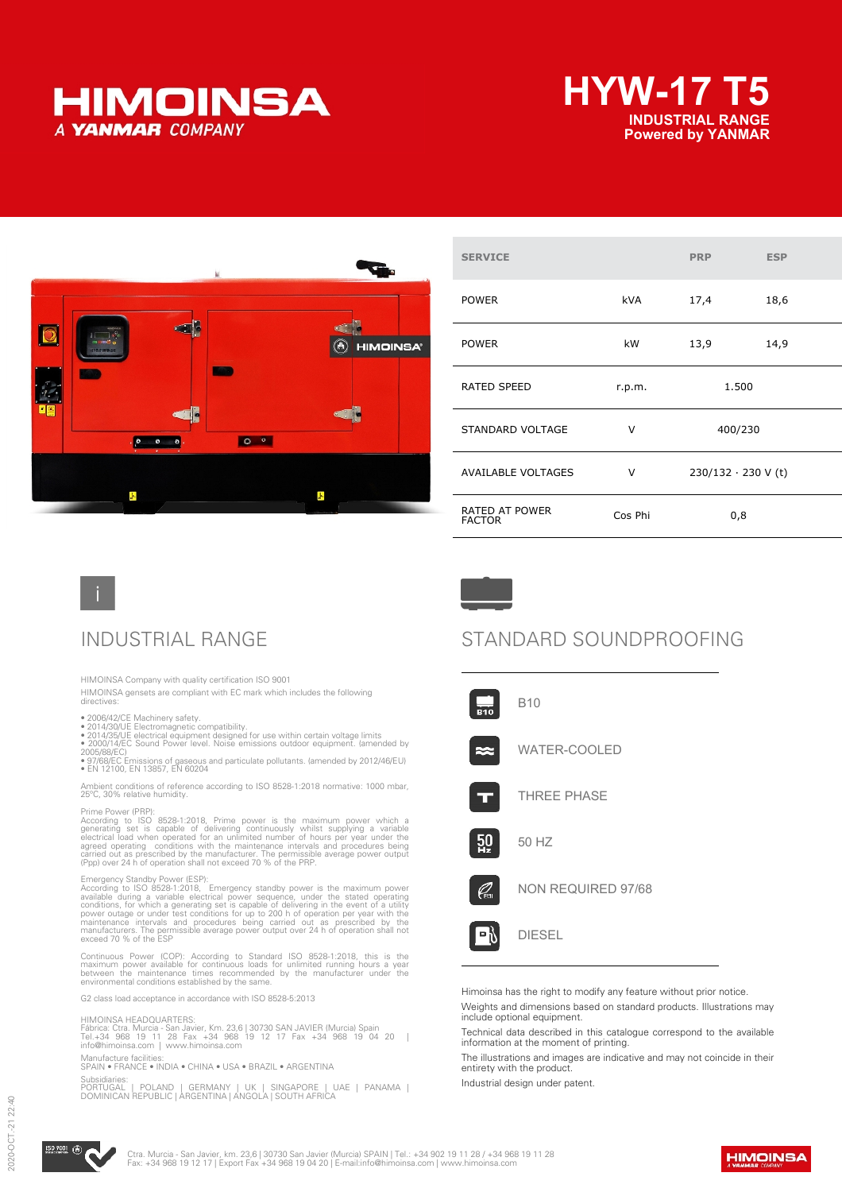# HIMOINSA
A YANMAR COMPANY

# HYW-17 T5

**INDUSTRIAL RANGE**
**Powered by YANMAR**

| SERVICE | | PRP | ESP |
|---|---|---|---|
| POWER | kVA | 17,4 | 18,6 |
| POWER | kW | 13,9 | 14,9 |
| RATED SPEED | r.p.m. | 1.500 | |
| STANDARD VOLTAGE | V | 400/230 | |
| AVAILABLE VOLTAGES | V | 230/132 · 230 V (t) | |
| RATED AT POWER FACTOR | Cos Phi | 0,8 | |

## INDUSTRIAL RANGE

HIMOINSA Company with quality certification ISO 9001

HIMOINSA gensets are compliant with EC mark which includes the following directives:

- 2006/42/CE Machinery safety.
- 2014/30/UE Electromagnetic compatibility.
- 2014/35/UE electrical equipment designed for use within certain voltage limits
- 2000/14/EC Sound Power level. Noise emissions outdoor equipment. (amended by 2005/88/EC)
- 97/68/EC Emissions of gaseous and particulate pollutants. (amended by 2012/46/EU)
- EN 12100, EN 13857, EN 60204

Ambient conditions of reference according to ISO 8528-1:2018 normative: 1000 mbar, 25ºC, 30% relative humidity.

Prime Power (PRP):
According to ISO 8528-1:2018, Prime power is the maximum power which a generating set is capable of delivering continuously whilst supplying a variable electrical load when operated for an unlimited number of hours per year under the agreed operating conditions with the maintenance intervals and procedures being carried out as prescribed by the manufacturer. The permissible average power output (Ppp) over 24 h of operation shall not exceed 70 % of the PRP.

Emergency Standby Power (ESP):
According to ISO 8528-1:2018, Emergency standby power is the maximum power available during a variable electrical power sequence, under the stated operating conditions, for which a generating set is capable of delivering in the event of a utility power outage or under test conditions for up to 200 h of operation per year with the maintenance intervals and procedures being carried out as prescribed by the manufacturers. The permissible average power output over 24 h of operation shall not exceed 70 % of the ESP

Continuous Power (COP): According to Standard ISO 8528-1:2018, this is the maximum power available for continuous loads for unlimited running hours a year between the maintenance times recommended by the manufacturer under the environmental conditions established by the same.

G2 class load acceptance in accordance with ISO 8528-5:2013

HIMOINSA HEADQUARTERS:
Fábrica: Ctra. Murcia - San Javier, Km. 23,6 | 30730 SAN JAVIER (Murcia) Spain
Tel.+34 968 19 11 28 Fax +34 968 19 12 17 Fax +34 968 19 04 20 | info@himoinsa.com | www.himoinsa.com

Manufacture facilities:
SPAIN • FRANCE • INDIA • CHINA • USA • BRAZIL • ARGENTINA

Subsidiaries:
PORTUGAL | POLAND | GERMANY | UK | SINGAPORE | UAE | PANAMA | DOMINICAN REPUBLIC | ARGENTINA | ANGOLA | SOUTH AFRICA

## STANDARD SOUNDPROOFING

- B10
- WATER-COOLED
- THREE PHASE
- 50 HZ
- NON REQUIRED 97/68
- DIESEL

Himoinsa has the right to modify any feature without prior notice.

Weights and dimensions based on standard products. Illustrations may include optional equipment.

Technical data described in this catalogue correspond to the available information at the moment of printing.

The illustrations and images are indicative and may not coincide in their entirety with the product.

Industrial design under patent.

Ctra. Murcia - San Javier, km. 23,6 | 30730 San Javier (Murcia) SPAIN | Tel.: +34 902 19 11 28 / +34 968 19 11 28
Fax: +34 968 19 12 17 | Export Fax +34 968 19 04 20 | E-mail:info@himoinsa.com | www.himoinsa.com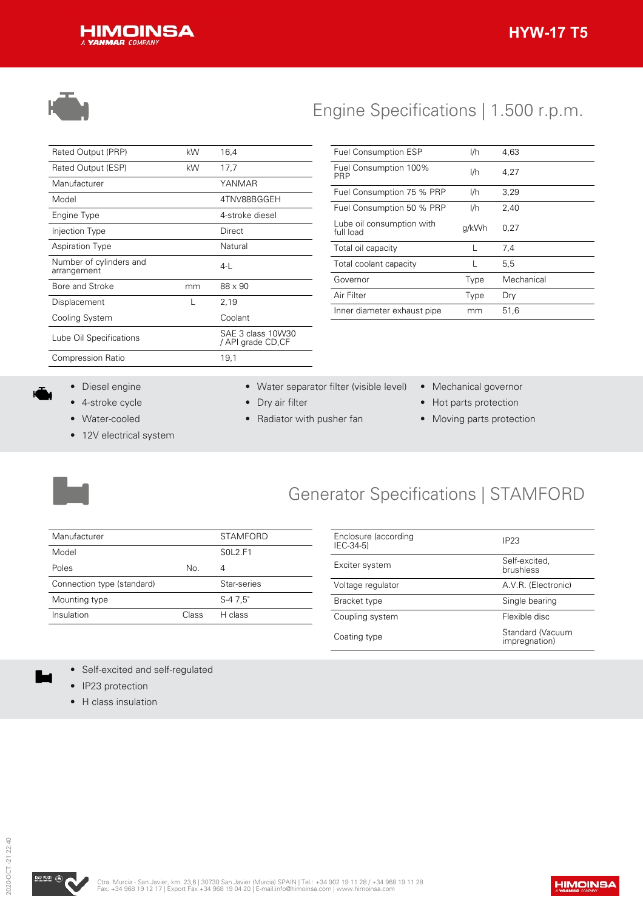## Engine Specifications | 1.500 r.p.m.

| | | |
|---|---|---|
| Rated Output (PRP) | kW | 16,4 |
| Rated Output (ESP) | kW | 17,7 |
| Manufacturer | | YANMAR |
| Model | | 4TNV88BGGEH |
| Engine Type | | 4-stroke diesel |
| Injection Type | | Direct |
| Aspiration Type | | Natural |
| Number of cylinders and arrangement | | 4-L |
| Bore and Stroke | mm | 88 x 90 |
| Displacement | L | 2,19 |
| Cooling System | | Coolant |
| Lube Oil Specifications | | SAE 3 class 10W30 / API grade CD,CF |
| Compression Ratio | | 19,1 |

| | | |
|---|---|---|
| Fuel Consumption ESP | l/h | 4,63 |
| Fuel Consumption 100% PRP | l/h | 4,27 |
| Fuel Consumption 75 % PRP | l/h | 3,29 |
| Fuel Consumption 50 % PRP | l/h | 2,40 |
| Lube oil consumption with full load | g/kWh | 0,27 |
| Total oil capacity | L | 7,4 |
| Total coolant capacity | L | 5,5 |
| Governor | Type | Mechanical |
| Air Filter | Type | Dry |
| Inner diameter exhaust pipe | mm | 51,6 |

- Diesel engine
- 4-stroke cycle
- Water-cooled
- 12V electrical system
- Water separator filter (visible level)
- Dry air filter
- Radiator with pusher fan
- Mechanical governor
- Hot parts protection
- Moving parts protection

## Generator Specifications | STAMFORD

| | | |
|---|---|---|
| Manufacturer | | STAMFORD |
| Model | | S0L2.F1 |
| Poles | No. | 4 |
| Connection type (standard) | | Star-series |
| Mounting type | | S-4 7,5" |
| Insulation | Class | H class |

| | |
|---|---|
| Enclosure (according IEC-34-5) | IP23 |
| Exciter system | Self-excited, brushless |
| Voltage regulator | A.V.R. (Electronic) |
| Bracket type | Single bearing |
| Coupling system | Flexible disc |
| Coating type | Standard (Vacuum impregnation) |

- Self-excited and self-regulated
- IP23 protection
- H class insulation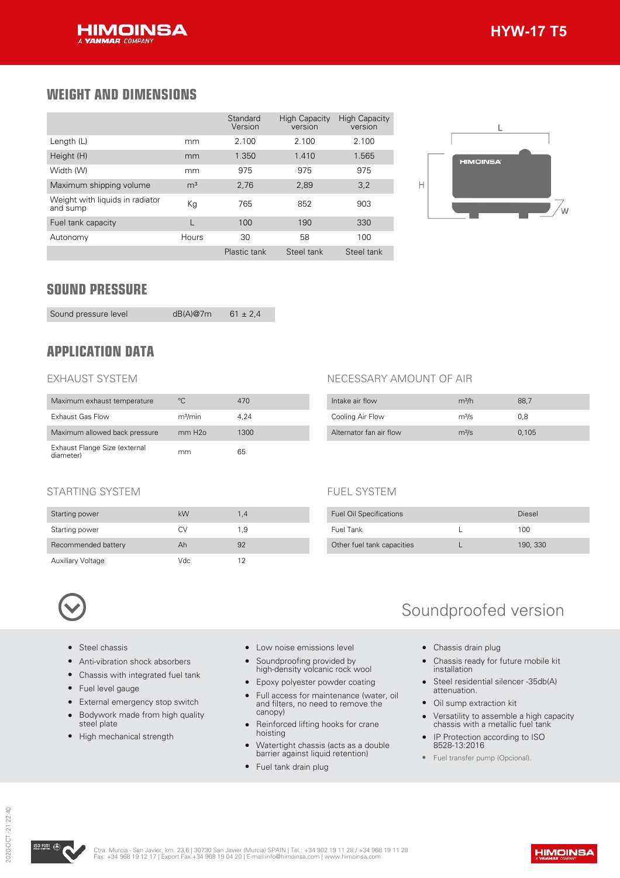## WEIGHT AND DIMENSIONS

| | | Standard Version | High Capacity version | High Capacity version |
|---|---|---|---|---|
| Length (L) | mm | 2.100 | 2.100 | 2.100 |
| Height (H) | mm | 1.350 | 1.410 | 1.565 |
| Width (W) | mm | 975 | 975 | 975 |
| Maximum shipping volume | m³ | 2,76 | 2,89 | 3,2 |
| Weight with liquids in radiator and sump | Kg | 765 | 852 | 903 |
| Fuel tank capacity | L | 100 | 190 | 330 |
| Autonomy | Hours | 30 | 58 | 100 |
| | | Plastic tank | Steel tank | Steel tank |

## SOUND PRESSURE

| Sound pressure level | dB(A)@7m | 61 ± 2,4 |
|---|---|---|

## APPLICATION DATA

### EXHAUST SYSTEM

| Maximum exhaust temperature | °C | 470 |
|---|---|---|
| Exhaust Gas Flow | m³/min | 4,24 |
| Maximum allowed back pressure | mm H2o | 1300 |
| Exhaust Flange Size (external diameter) | mm | 65 |

### NECESSARY AMOUNT OF AIR

| Intake air flow | m³/h | 88,7 |
|---|---|---|
| Cooling Air Flow | m³/s | 0,8 |
| Alternator fan air flow | m³/s | 0,105 |

### STARTING SYSTEM

| Starting power | kW | 1,4 |
|---|---|---|
| Starting power | CV | 1,9 |
| Recommended battery | Ah | 92 |
| Auxiliary Voltage | Vdc | 12 |

### FUEL SYSTEM

| Fuel Oil Specifications | | Diesel |
|---|---|---|
| Fuel Tank | L | 100 |
| Other fuel tank capacities | L | 190, 330 |

## Soundproofed version

- Steel chassis
- Anti-vibration shock absorbers
- Chassis with integrated fuel tank
- Fuel level gauge
- External emergency stop switch
- Bodywork made from high quality steel plate
- High mechanical strength
- Low noise emissions level
- Soundproofing provided by high-density volcanic rock wool
- Epoxy polyester powder coating
- Full access for maintenance (water, oil and filters, no need to remove the canopy)
- Reinforced lifting hooks for crane hoisting
- Watertight chassis (acts as a double barrier against liquid retention)
- Fuel tank drain plug
- Chassis drain plug
- Chassis ready for future mobile kit installation
- Steel residential silencer -35db(A) attenuation.
- Oil sump extraction kit
- Versatility to assemble a high capacity chassis with a metallic fuel tank
- IP Protection according to ISO 8528-13:2016
- Fuel transfer pump (Opcional).

Ctra. Murcia - San Javier, km. 23,6 | 30730 San Javier (Murcia) SPAIN | Tel.: +34 902 19 11 28 / +34 968 19 11 28
Fax: +34 968 19 12 17 | Export Fax +34 968 19 04 20 | E-mail:info@himoinsa.com | www.himoinsa.com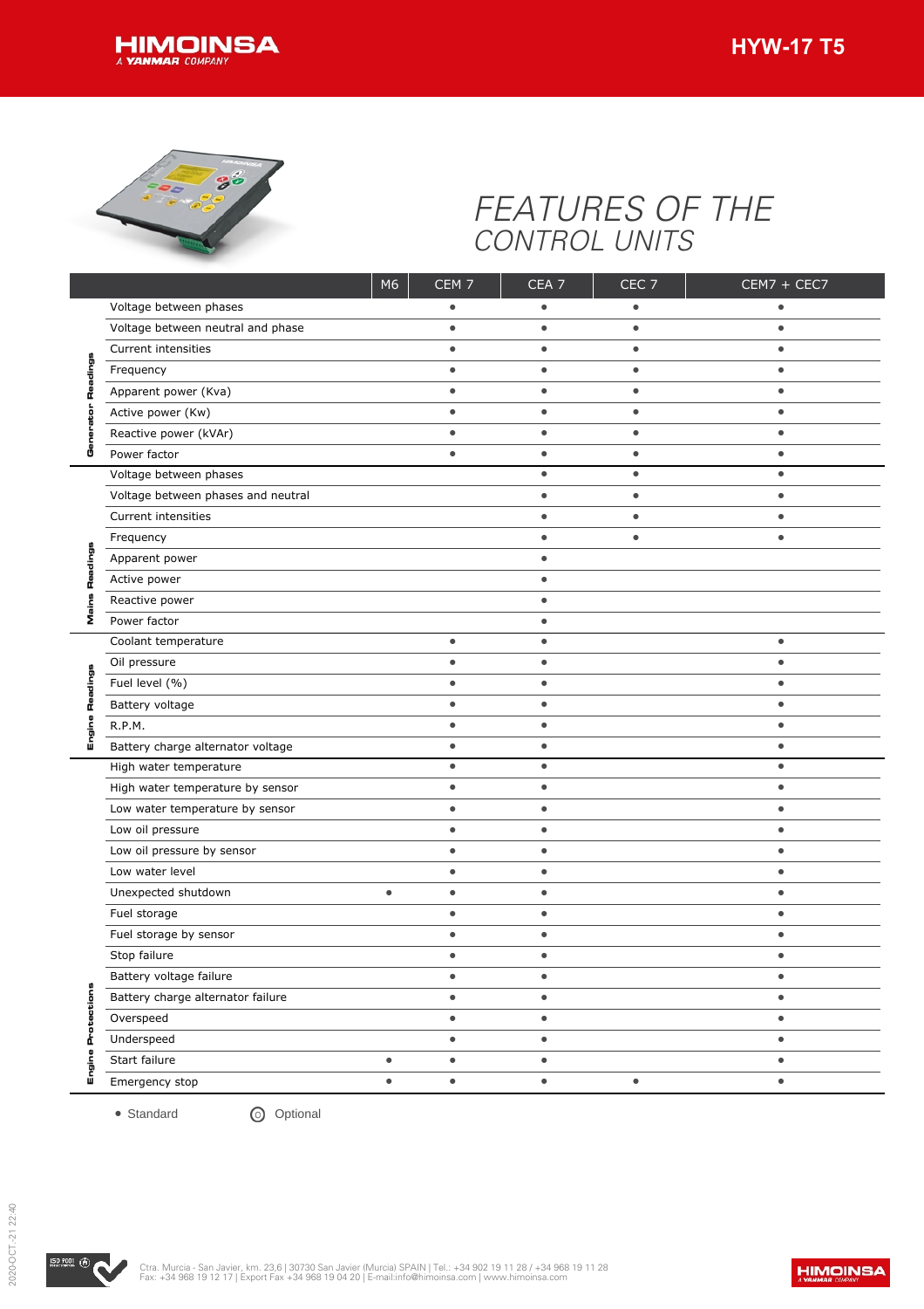# FEATURES OF THE CONTROL UNITS

| | | M6 | CEM 7 | CEA 7 | CEC 7 | CEM7 + CEC7 |
|---|---|---|---|---|---|---|
| Generator Readings | Voltage between phases | | • | • | • | • |
| | Voltage between neutral and phase | | • | • | • | • |
| | Current intensities | | • | • | • | • |
| | Frequency | | • | • | • | • |
| | Apparent power (Kva) | | • | • | • | • |
| | Active power (Kw) | | • | • | • | • |
| | Reactive power (kVAr) | | • | • | • | • |
| | Power factor | | • | • | • | • |
| Mains Readings | Voltage between phases | | | • | • | • |
| | Voltage between phases and neutral | | | • | • | • |
| | Current intensities | | | • | • | • |
| | Frequency | | | • | • | • |
| | Apparent power | | | • | | |
| | Active power | | | • | | |
| | Reactive power | | | • | | |
| | Power factor | | | • | | |
| Engine Readings | Coolant temperature | | • | • | | • |
| | Oil pressure | | • | • | | • |
| | Fuel level (%) | | • | • | | • |
| | Battery voltage | | • | • | | • |
| | R.P.M. | | • | • | | • |
| | Battery charge alternator voltage | | • | • | | • |
| Engine Protections | High water temperature | | • | • | | • |
| | High water temperature by sensor | | • | • | | • |
| | Low water temperature by sensor | | • | • | | • |
| | Low oil pressure | | • | • | | • |
| | Low oil pressure by sensor | | • | • | | • |
| | Low water level | | • | • | | • |
| | Unexpected shutdown | • | • | • | | • |
| | Fuel storage | | • | • | | • |
| | Fuel storage by sensor | | • | • | | • |
| | Stop failure | | • | • | | • |
| | Battery voltage failure | | • | • | | • |
| | Battery charge alternator failure | | • | • | | • |
| | Overspeed | | • | • | | • |
| | Underspeed | | • | • | | • |
| | Start failure | • | • | • | | • |
| | Emergency stop | • | • | • | • | • |

• Standard  ⊙ Optional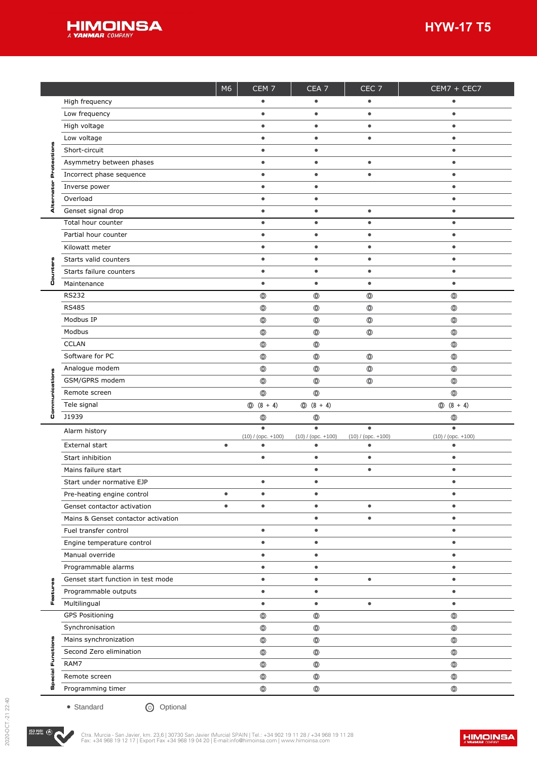| | | M6 | CEM 7 | CEA 7 | CEC 7 | CEM7 + CEC7 |
|---|---|---|---|---|---|---|
| Alternator Protections | High frequency | | • | • | • | • |
| | Low frequency | | • | • | • | • |
| | High voltage | | • | • | • | • |
| | Low voltage | | • | • | • | • |
| | Short-circuit | | • | • | | • |
| | Asymmetry between phases | | • | • | • | • |
| | Incorrect phase sequence | | • | • | • | • |
| | Inverse power | | • | • | | • |
| | Overload | | • | • | | • |
| | Genset signal drop | | • | • | • | • |
| Counters | Total hour counter | | • | • | • | • |
| | Partial hour counter | | • | • | • | • |
| | Kilowatt meter | | • | • | • | • |
| | Starts valid counters | | • | • | • | • |
| | Starts failure counters | | • | • | • | • |
| | Maintenance | | • | • | • | • |
| Communications | RS232 | | ⓞ | ⓞ | ⓞ | ⓞ |
| | RS485 | | ⓞ | ⓞ | ⓞ | ⓞ |
| | Modbus IP | | ⓞ | ⓞ | ⓞ | ⓞ |
| | Modbus | | ⓞ | ⓞ | ⓞ | ⓞ |
| | CCLAN | | ⓞ | ⓞ | | ⓞ |
| | Software for PC | | ⓞ | ⓞ | ⓞ | ⓞ |
| | Analogue modem | | ⓞ | ⓞ | ⓞ | ⓞ |
| | GSM/GPRS modem | | ⓞ | ⓞ | ⓞ | ⓞ |
| | Remote screen | | ⓞ | ⓞ | | ⓞ |
| | Tele signal | | ⓞ (8 + 4) | ⓞ (8 + 4) | | ⓞ (8 + 4) |
| | J1939 | | ⓞ | ⓞ | | ⓞ |
| Features | Alarm history | | • (10) / (opc. +100) | • (10) / (opc. +100) | • (10) / (opc. +100) | • (10) / (opc. +100) |
| | External start | • | • | • | • | • |
| | Start inhibition | | • | • | • | • |
| | Mains failure start | | | • | • | • |
| | Start under normative EJP | | • | • | | • |
| | Pre-heating engine control | • | • | • | | • |
| | Genset contactor activation | • | • | • | • | • |
| | Mains & Genset contactor activation | | | • | • | • |
| | Fuel transfer control | | • | • | | • |
| | Engine temperature control | | • | • | | • |
| | Manual override | | • | • | | • |
| | Programmable alarms | | • | • | | • |
| | Genset start function in test mode | | • | • | • | • |
| | Programmable outputs | | • | • | | • |
| | Multilingual | | • | • | • | • |
| Special Functions | GPS Positioning | | ⓞ | ⓞ | | ⓞ |
| | Synchronisation | | ⓞ | ⓞ | | ⓞ |
| | Mains synchronization | | ⓞ | ⓞ | | ⓞ |
| | Second Zero elimination | | ⓞ | ⓞ | | ⓞ |
| | RAM7 | | ⓞ | ⓞ | | ⓞ |
| | Remote screen | | ⓞ | ⓞ | | ⓞ |
| | Programming timer | | ⓞ | ⓞ | | ⓞ |

• Standard ⓞ Optional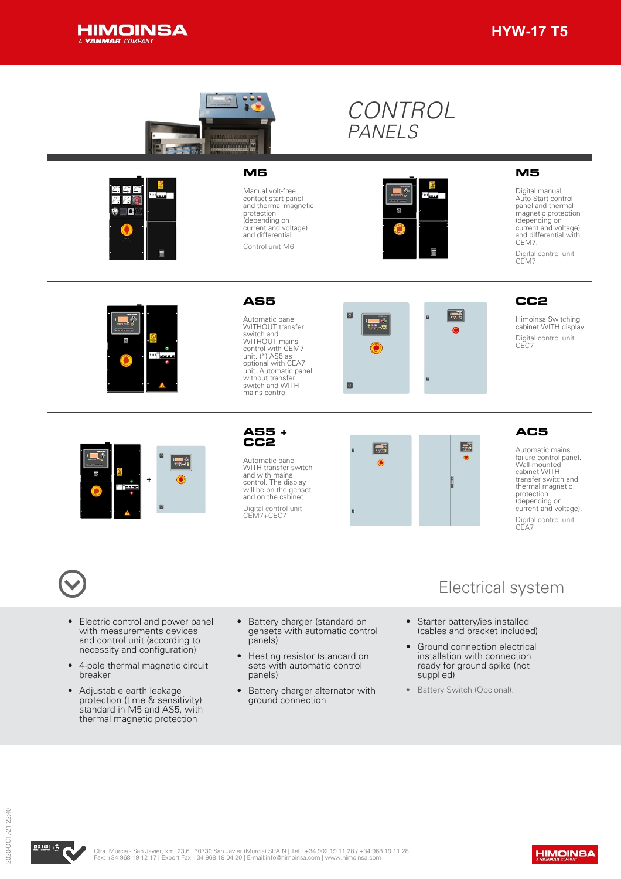# CONTROL PANELS

## M6

Manual volt-free contact start panel and thermal magnetic protection (depending on current and voltage) and differential.

Control unit M6

## M5

Digital manual Auto-Start control panel and thermal magnetic protection (depending on current and voltage) and differential with CEM7.

Digital control unit CEM7

## AS5

Automatic panel WITHOUT transfer switch and WITHOUT mains control with CEM7 unit. (*) AS5 as optional with CEA7 unit. Automatic panel without transfer switch and WITH mains control.

## CC2

Himoinsa Switching cabinet WITH display.

Digital control unit CEC7

## AS5 + CC2

Automatic panel WITH transfer switch and with mains control. The display will be on the genset and on the cabinet.

Digital control unit CEM7+CEC7

## AC5

Automatic mains failure control panel. Wall-mounted cabinet WITH transfer switch and thermal magnetic protection (depending on current and voltage).

Digital control unit CEA7

## Electrical system

- Electric control and power panel with measurements devices and control unit (according to necessity and configuration)
- 4-pole thermal magnetic circuit breaker
- Adjustable earth leakage protection (time & sensitivity) standard in M5 and AS5, with thermal magnetic protection
- Battery charger (standard on gensets with automatic control panels)
- Heating resistor (standard on sets with automatic control panels)
- Battery charger alternator with ground connection
- Starter battery/ies installed (cables and bracket included)
- Ground connection electrical installation with connection ready for ground spike (not supplied)
- Battery Switch (Opcional).

Ctra. Murcia - San Javier, km. 23,6 | 30730 San Javier (Murcia) SPAIN | Tel.: +34 902 19 11 28 / +34 968 19 11 28
Fax: +34 968 19 12 17 | Export Fax +34 968 19 04 20 | E-mail:info@himoinsa.com | www.himoinsa.com